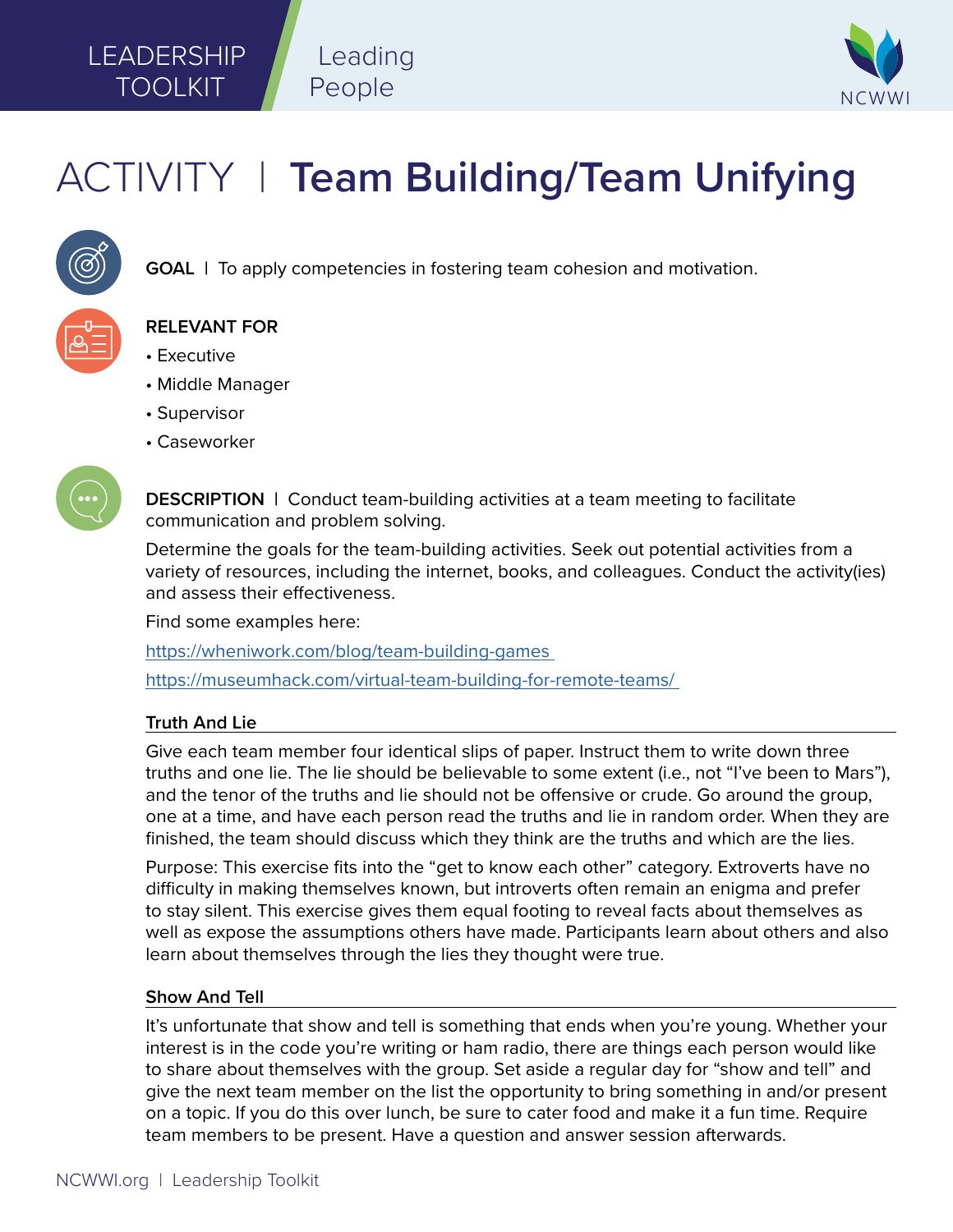LEADERSHIP TOOLKIT | Leading People

# ACTIVITY | Team Building/Team Unifying

**GOAL** | To apply competencies in fostering team cohesion and motivation.

**RELEVANT FOR**

- Executive
- Middle Manager
- Supervisor
- Caseworker

**DESCRIPTION** | Conduct team-building activities at a team meeting to facilitate communication and problem solving.

Determine the goals for the team-building activities. Seek out potential activities from a variety of resources, including the internet, books, and colleagues. Conduct the activity(ies) and assess their effectiveness.

Find some examples here:

https://wheniwork.com/blog/team-building-games

https://museumhack.com/virtual-team-building-for-remote-teams/

### Truth And Lie

Give each team member four identical slips of paper. Instruct them to write down three truths and one lie. The lie should be believable to some extent (i.e., not "I've been to Mars"), and the tenor of the truths and lie should not be offensive or crude. Go around the group, one at a time, and have each person read the truths and lie in random order. When they are finished, the team should discuss which they think are the truths and which are the lies.

Purpose: This exercise fits into the "get to know each other" category. Extroverts have no difficulty in making themselves known, but introverts often remain an enigma and prefer to stay silent. This exercise gives them equal footing to reveal facts about themselves as well as expose the assumptions others have made. Participants learn about others and also learn about themselves through the lies they thought were true.

### Show And Tell

It's unfortunate that show and tell is something that ends when you're young. Whether your interest is in the code you're writing or ham radio, there are things each person would like to share about themselves with the group. Set aside a regular day for "show and tell" and give the next team member on the list the opportunity to bring something in and/or present on a topic. If you do this over lunch, be sure to cater food and make it a fun time. Require team members to be present. Have a question and answer session afterwards.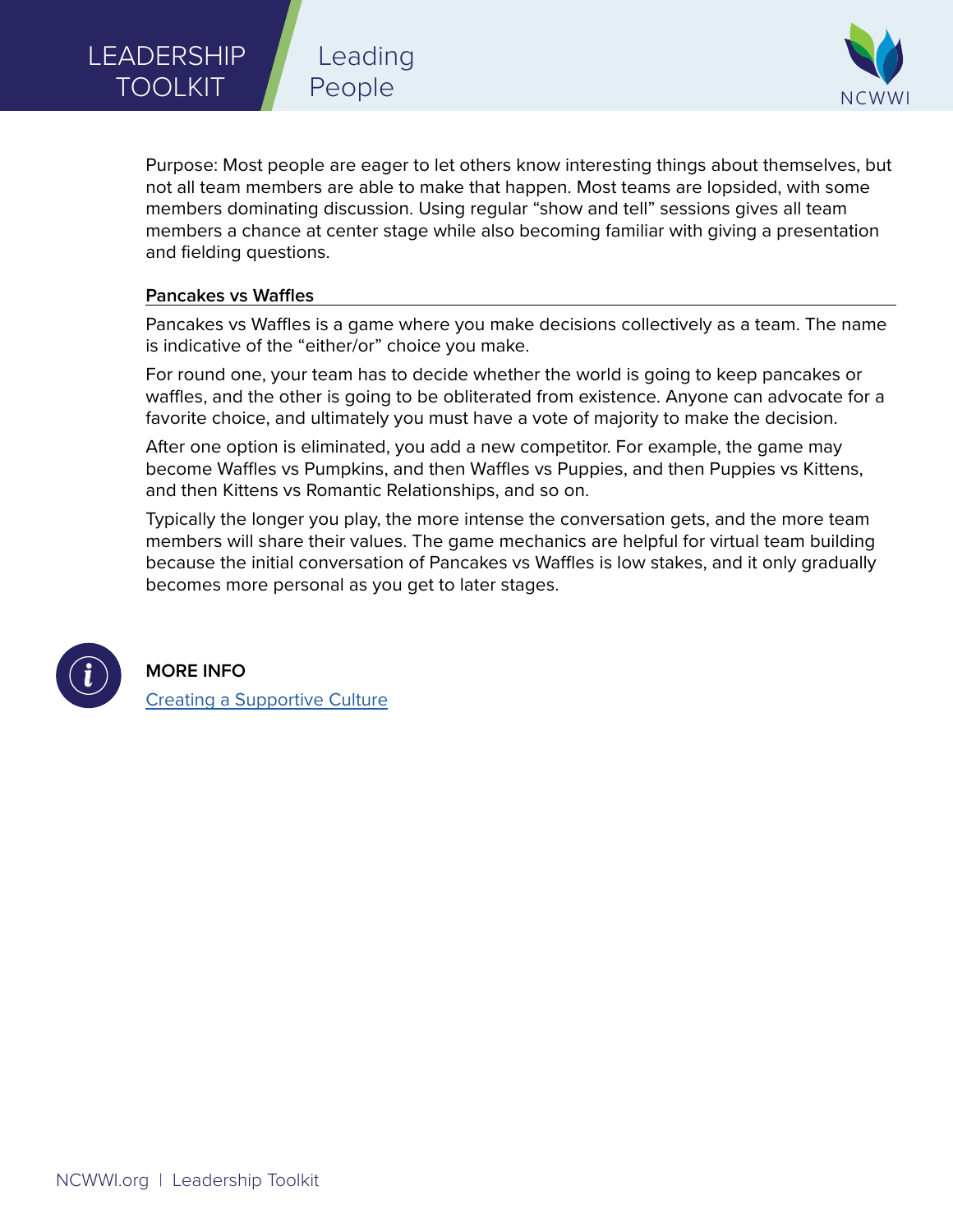Purpose: Most people are eager to let others know interesting things about themselves, but not all team members are able to make that happen. Most teams are lopsided, with some members dominating discussion. Using regular "show and tell" sessions gives all team members a chance at center stage while also becoming familiar with giving a presentation and fielding questions.

### Pancakes vs Waffles

Pancakes vs Waffles is a game where you make decisions collectively as a team. The name is indicative of the "either/or" choice you make.

For round one, your team has to decide whether the world is going to keep pancakes or waffles, and the other is going to be obliterated from existence. Anyone can advocate for a favorite choice, and ultimately you must have a vote of majority to make the decision.

After one option is eliminated, you add a new competitor. For example, the game may become Waffles vs Pumpkins, and then Waffles vs Puppies, and then Puppies vs Kittens, and then Kittens vs Romantic Relationships, and so on.

Typically the longer you play, the more intense the conversation gets, and the more team members will share their values. The game mechanics are helpful for virtual team building because the initial conversation of Pancakes vs Waffles is low stakes, and it only gradually becomes more personal as you get to later stages.

**MORE INFO**

[Creating a Supportive Culture]